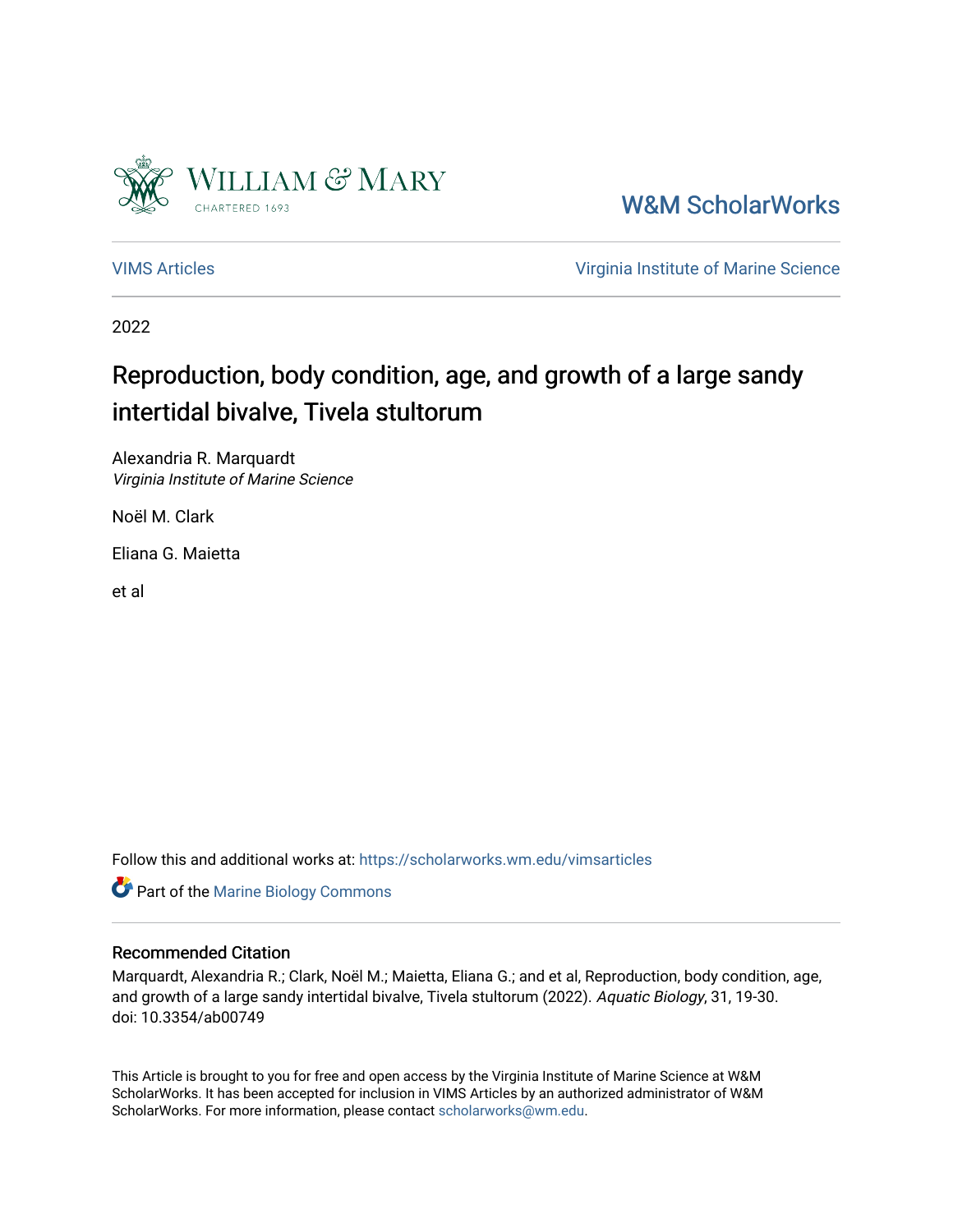W&M ScholarWorks

VIMS Articles

Virginia Institute of Marine Science

2022

# Reproduction, body condition, age, and growth of a large sandy intertidal bivalve, Tivela stultorum

Alexandria R. Marquardt
*Virginia Institute of Marine Science*

Noël M. Clark

Eliana G. Maietta

et al

Follow this and additional works at: https://scholarworks.wm.edu/vimsarticles

Part of the Marine Biology Commons

## Recommended Citation

Marquardt, Alexandria R.; Clark, Noël M.; Maietta, Eliana G.; and et al, Reproduction, body condition, age, and growth of a large sandy intertidal bivalve, Tivela stultorum (2022). *Aquatic Biology*, 31, 19-30. doi: 10.3354/ab00749

This Article is brought to you for free and open access by the Virginia Institute of Marine Science at W&M ScholarWorks. It has been accepted for inclusion in VIMS Articles by an authorized administrator of W&M ScholarWorks. For more information, please contact scholarworks@wm.edu.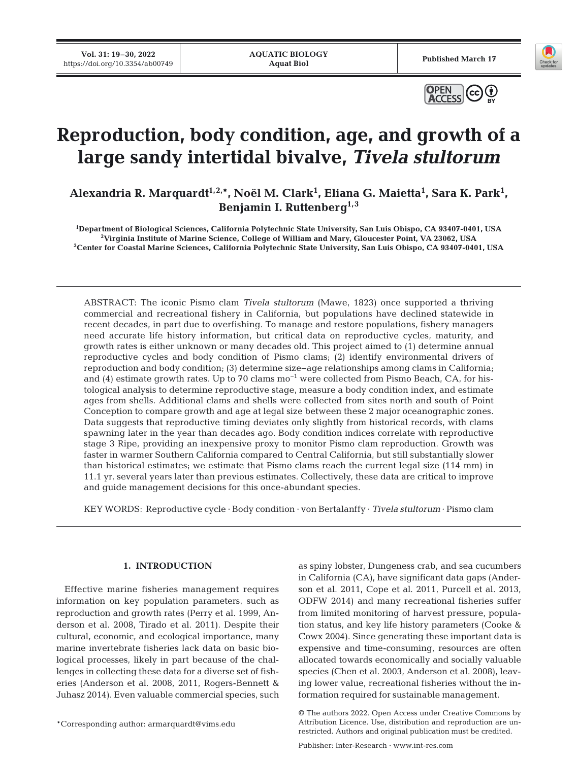# Reproduction, body condition, age, and growth of a large sandy intertidal bivalve, *Tivela stultorum*

**Alexandria R. Marquardt[1,2,*], Noël M. Clark[1], Eliana G. Maietta[1], Sara K. Park[1], Benjamin I. Ruttenberg[1,3]**

[1]Department of Biological Sciences, California Polytechnic State University, San Luis Obispo, CA 93407-0401, USA
[2]Virginia Institute of Marine Science, College of William and Mary, Gloucester Point, VA 23062, USA
[3]Center for Coastal Marine Sciences, California Polytechnic State University, San Luis Obispo, CA 93407-0401, USA

ABSTRACT: The iconic Pismo clam *Tivela stultorum* (Mawe, 1823) once supported a thriving commercial and recreational fishery in California, but populations have declined statewide in recent decades, in part due to overfishing. To manage and restore populations, fishery managers need accurate life history information, but critical data on reproductive cycles, maturity, and growth rates is either unknown or many decades old. This project aimed to (1) determine annual reproductive cycles and body condition of Pismo clams; (2) identify environmental drivers of reproduction and body condition; (3) determine size−age relationships among clams in California; and (4) estimate growth rates. Up to 70 clams $mo^{-1}$ were collected from Pismo Beach, CA, for histological analysis to determine reproductive stage, measure a body condition index, and estimate ages from shells. Additional clams and shells were collected from sites north and south of Point Conception to compare growth and age at legal size between these 2 major oceanographic zones. Data suggests that reproductive timing deviates only slightly from historical records, with clams spawning later in the year than decades ago. Body condition indices correlate with reproductive stage 3 Ripe, providing an inexpensive proxy to monitor Pismo clam reproduction. Growth was faster in warmer Southern California compared to Central California, but still substantially slower than historical estimates; we estimate that Pismo clams reach the current legal size (114 mm) in 11.1 yr, several years later than previous estimates. Collectively, these data are critical to improve and guide management decisions for this once-abundant species.

KEY WORDS: Reproductive cycle · Body condition · von Bertalanffy · *Tivela stultorum* · Pismo clam

## 1. INTRODUCTION

Effective marine fisheries management requires information on key population parameters, such as reproduction and growth rates (Perry et al. 1999, Anderson et al. 2008, Tirado et al. 2011). Despite their cultural, economic, and ecological importance, many marine invertebrate fisheries lack data on basic biological processes, likely in part because of the challenges in collecting these data for a diverse set of fisheries (Anderson et al. 2008, 2011, Rogers-Bennett & Juhasz 2014). Even valuable commercial species, such as spiny lobster, Dungeness crab, and sea cucumbers in California (CA), have significant data gaps (Anderson et al. 2011, Cope et al. 2011, Purcell et al. 2013, ODFW 2014) and many recreational fisheries suffer from limited monitoring of harvest pressure, population status, and key life history parameters (Cooke & Cowx 2004). Since generating these important data is expensive and time-consuming, resources are often allocated towards economically and socially valuable species (Chen et al. 2003, Anderson et al. 2008), leaving lower value, recreational fisheries without the information required for sustainable management.

*Corresponding author: armarquardt@vims.edu

© The authors 2022. Open Access under Creative Commons by Attribution Licence. Use, distribution and reproduction are unrestricted. Authors and original publication must be credited.

Publisher: Inter-Research · www.int-res.com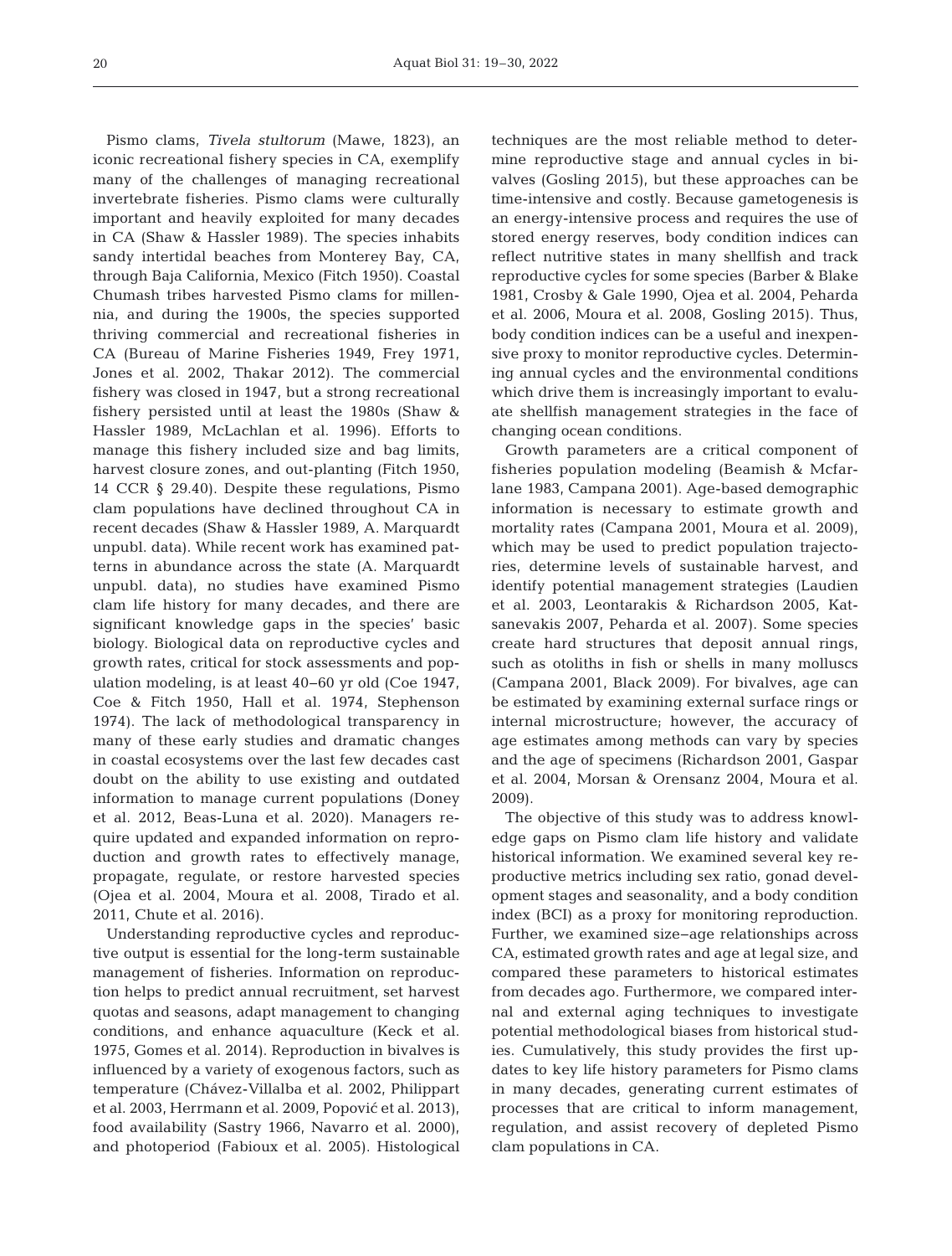Pismo clams, *Tivela stultorum* (Mawe, 1823), an iconic recreational fishery species in CA, exemplify many of the challenges of managing recreational invertebrate fisheries. Pismo clams were culturally important and heavily exploited for many decades in CA (Shaw & Hassler 1989). The species inhabits sandy intertidal beaches from Monterey Bay, CA, through Baja California, Mexico (Fitch 1950). Coastal Chumash tribes harvested Pismo clams for millennia, and during the 1900s, the species supported thriving commercial and recreational fisheries in CA (Bureau of Marine Fisheries 1949, Frey 1971, Jones et al. 2002, Thakar 2012). The commercial fishery was closed in 1947, but a strong recreational fishery persisted until at least the 1980s (Shaw & Hassler 1989, McLachlan et al. 1996). Efforts to manage this fishery included size and bag limits, harvest closure zones, and out-planting (Fitch 1950, 14 CCR § 29.40). Despite these regulations, Pismo clam populations have declined throughout CA in recent decades (Shaw & Hassler 1989, A. Marquardt unpubl. data). While recent work has examined patterns in abundance across the state (A. Marquardt unpubl. data), no studies have examined Pismo clam life history for many decades, and there are significant knowledge gaps in the species' basic biology. Biological data on reproductive cycles and growth rates, critical for stock assessments and population modeling, is at least 40–60 yr old (Coe 1947, Coe & Fitch 1950, Hall et al. 1974, Stephenson 1974). The lack of methodological transparency in many of these early studies and dramatic changes in coastal ecosystems over the last few decades cast doubt on the ability to use existing and outdated information to manage current populations (Doney et al. 2012, Beas-Luna et al. 2020). Managers require updated and expanded information on reproduction and growth rates to effectively manage, propagate, regulate, or restore harvested species (Ojea et al. 2004, Moura et al. 2008, Tirado et al. 2011, Chute et al. 2016).

Understanding reproductive cycles and reproductive output is essential for the long-term sustainable management of fisheries. Information on reproduction helps to predict annual recruitment, set harvest quotas and seasons, adapt management to changing conditions, and enhance aquaculture (Keck et al. 1975, Gomes et al. 2014). Reproduction in bivalves is influenced by a variety of exogenous factors, such as temperature (Chávez-Villalba et al. 2002, Philippart et al. 2003, Herrmann et al. 2009, Popović et al. 2013), food availability (Sastry 1966, Navarro et al. 2000), and photoperiod (Fabioux et al. 2005). Histological techniques are the most reliable method to determine reproductive stage and annual cycles in bivalves (Gosling 2015), but these approaches can be time-intensive and costly. Because gametogenesis is an energy-intensive process and requires the use of stored energy reserves, body condition indices can reflect nutritive states in many shellfish and track reproductive cycles for some species (Barber & Blake 1981, Crosby & Gale 1990, Ojea et al. 2004, Peharda et al. 2006, Moura et al. 2008, Gosling 2015). Thus, body condition indices can be a useful and inexpensive proxy to monitor reproductive cycles. Determining annual cycles and the environmental conditions which drive them is increasingly important to evaluate shellfish management strategies in the face of changing ocean conditions.

Growth parameters are a critical component of fisheries population modeling (Beamish & Mcfarlane 1983, Campana 2001). Age-based demographic information is necessary to estimate growth and mortality rates (Campana 2001, Moura et al. 2009), which may be used to predict population trajectories, determine levels of sustainable harvest, and identify potential management strategies (Laudien et al. 2003, Leontarakis & Richardson 2005, Katsanevakis 2007, Peharda et al. 2007). Some species create hard structures that deposit annual rings, such as otoliths in fish or shells in many molluscs (Campana 2001, Black 2009). For bivalves, age can be estimated by examining external surface rings or internal microstructure; however, the accuracy of age estimates among methods can vary by species and the age of specimens (Richardson 2001, Gaspar et al. 2004, Morsan & Orensanz 2004, Moura et al. 2009).

The objective of this study was to address knowledge gaps on Pismo clam life history and validate historical information. We examined several key reproductive metrics including sex ratio, gonad development stages and seasonality, and a body condition index (BCI) as a proxy for monitoring reproduction. Further, we examined size–age relationships across CA, estimated growth rates and age at legal size, and compared these parameters to historical estimates from decades ago. Furthermore, we compared internal and external aging techniques to investigate potential methodological biases from historical studies. Cumulatively, this study provides the first updates to key life history parameters for Pismo clams in many decades, generating current estimates of processes that are critical to inform management, regulation, and assist recovery of depleted Pismo clam populations in CA.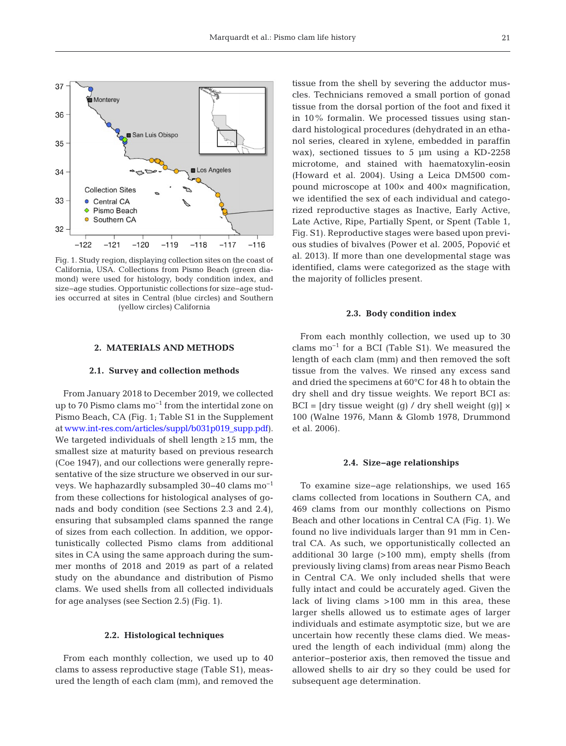Fig. 1. Study region, displaying collection sites on the coast of California, USA. Collections from Pismo Beach (green diamond) were used for histology, body condition index, and size–age studies. Opportunistic collections for size–age studies occurred at sites in Central (blue circles) and Southern (yellow circles) California

## 2. MATERIALS AND METHODS

### 2.1. Survey and collection methods

From January 2018 to December 2019, we collected up to 70 Pismo clams $mo^{-1}$ from the intertidal zone on Pismo Beach, CA (Fig. 1; Table S1 in the Supplement at www.int-res.com/articles/suppl/b031p019_supp.pdf). We targeted individuals of shell length ≥15 mm, the smallest size at maturity based on previous research (Coe 1947), and our collections were generally representative of the size structure we observed in our surveys. We haphazardly subsampled 30–40 clams $mo^{-1}$ from these collections for histological analyses of gonads and body condition (see Sections 2.3 and 2.4), ensuring that subsampled clams spanned the range of sizes from each collection. In addition, we opportunistically collected Pismo clams from additional sites in CA using the same approach during the summer months of 2018 and 2019 as part of a related study on the abundance and distribution of Pismo clams. We used shells from all collected individuals for age analyses (see Section 2.5) (Fig. 1).

### 2.2. Histological techniques

From each monthly collection, we used up to 40 clams to assess reproductive stage (Table S1), measured the length of each clam (mm), and removed the tissue from the shell by severing the adductor muscles. Technicians removed a small portion of gonad tissue from the dorsal portion of the foot and fixed it in 10% formalin. We processed tissues using standard histological procedures (dehydrated in an ethanol series, cleared in xylene, embedded in paraffin wax), sectioned tissues to 5 µm using a KD-2258 microtome, and stained with haematoxylin-eosin (Howard et al. 2004). Using a Leica DM500 compound microscope at 100× and 400× magnification, we identified the sex of each individual and categorized reproductive stages as Inactive, Early Active, Late Active, Ripe, Partially Spent, or Spent (Table 1, Fig. S1). Reproductive stages were based upon previous studies of bivalves (Power et al. 2005, Popović et al. 2013). If more than one developmental stage was identified, clams were categorized as the stage with the majority of follicles present.

### 2.3. Body condition index

From each monthly collection, we used up to 30 clams $mo^{-1}$ for a BCI (Table S1). We measured the length of each clam (mm) and then removed the soft tissue from the valves. We rinsed any excess sand and dried the specimens at 60°C for 48 h to obtain the dry shell and dry tissue weights. We report BCI as: BCI = [dry tissue weight (g) / dry shell weight (g)] × 100 (Walne 1976, Mann & Glomb 1978, Drummond et al. 2006).

### 2.4. Size–age relationships

To examine size–age relationships, we used 165 clams collected from locations in Southern CA, and 469 clams from our monthly collections on Pismo Beach and other locations in Central CA (Fig. 1). We found no live individuals larger than 91 mm in Central CA. As such, we opportunistically collected an additional 30 large (>100 mm), empty shells (from previously living clams) from areas near Pismo Beach in Central CA. We only included shells that were fully intact and could be accurately aged. Given the lack of living clams >100 mm in this area, these larger shells allowed us to estimate ages of larger individuals and estimate asymptotic size, but we are uncertain how recently these clams died. We measured the length of each individual (mm) along the anterior–posterior axis, then removed the tissue and allowed shells to air dry so they could be used for subsequent age determination.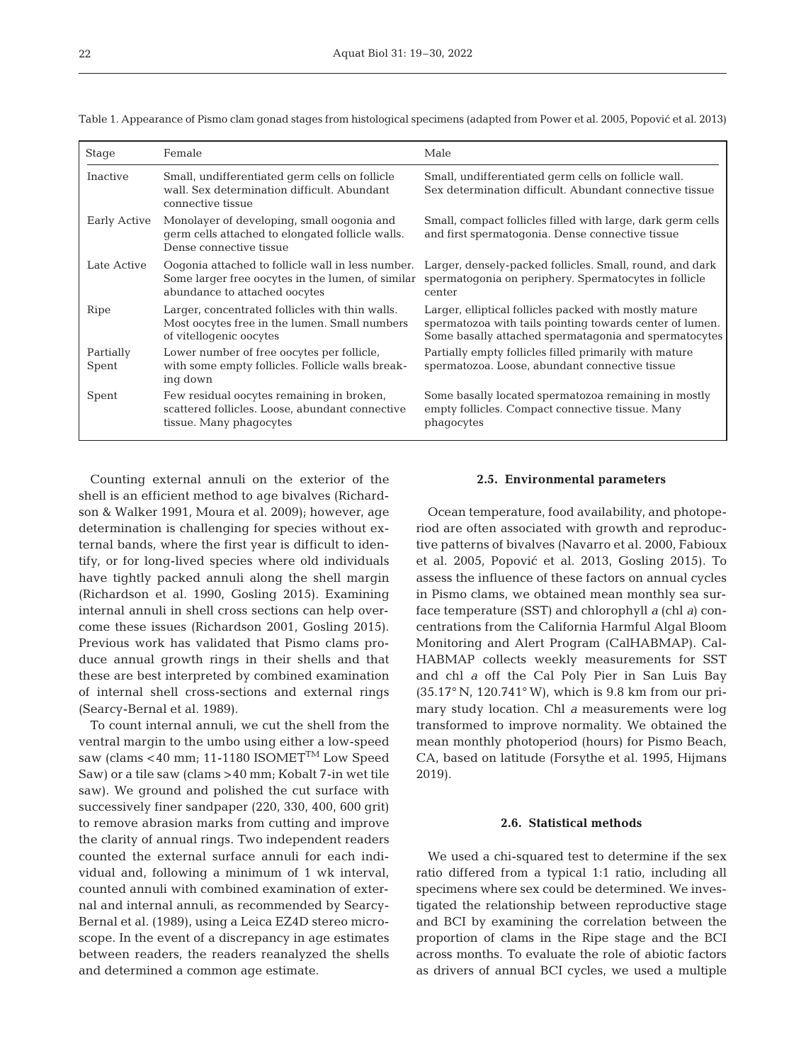Table 1. Appearance of Pismo clam gonad stages from histological specimens (adapted from Power et al. 2005, Popović et al. 2013)

| Stage | Female | Male |
|---|---|---|
| Inactive | Small, undifferentiated germ cells on follicle wall. Sex determination difficult. Abundant connective tissue | Small, undifferentiated germ cells on follicle wall. Sex determination difficult. Abundant connective tissue |
| Early Active | Monolayer of developing, small oogonia and germ cells attached to elongated follicle walls. Dense connective tissue | Small, compact follicles filled with large, dark germ cells and first spermatogonia. Dense connective tissue |
| Late Active | Oogonia attached to follicle wall in less number. Some larger free oocytes in the lumen, of similar abundance to attached oocytes | Larger, densely-packed follicles. Small, round, and dark spermatogonia on periphery. Spermatocytes in follicle center |
| Ripe | Larger, concentrated follicles with thin walls. Most oocytes free in the lumen. Small numbers of vitellogenic oocytes | Larger, elliptical follicles packed with mostly mature spermatozoa with tails pointing towards center of lumen. Some basally attached spermatagonia and spermatocytes |
| Partially Spent | Lower number of free oocytes per follicle, with some empty follicles. Follicle walls breaking down | Partially empty follicles filled primarily with mature spermatozoa. Loose, abundant connective tissue |
| Spent | Few residual oocytes remaining in broken, scattered follicles. Loose, abundant connective tissue. Many phagocytes | Some basally located spermatozoa remaining in mostly empty follicles. Compact connective tissue. Many phagocytes |

Counting external annuli on the exterior of the shell is an efficient method to age bivalves (Richardson & Walker 1991, Moura et al. 2009); however, age determination is challenging for species without external bands, where the first year is difficult to identify, or for long-lived species where old individuals have tightly packed annuli along the shell margin (Richardson et al. 1990, Gosling 2015). Examining internal annuli in shell cross sections can help overcome these issues (Richardson 2001, Gosling 2015). Previous work has validated that Pismo clams produce annual growth rings in their shells and that these are best interpreted by combined examination of internal shell cross-sections and external rings (Searcy-Bernal et al. 1989).

To count internal annuli, we cut the shell from the ventral margin to the umbo using either a low-speed saw (clams <40 mm; 11-1180 ISOMET™ Low Speed Saw) or a tile saw (clams >40 mm; Kobalt 7-in wet tile saw). We ground and polished the cut surface with successively finer sandpaper (220, 330, 400, 600 grit) to remove abrasion marks from cutting and improve the clarity of annual rings. Two independent readers counted the external surface annuli for each individual and, following a minimum of 1 wk interval, counted annuli with combined examination of external and internal annuli, as recommended by Searcy-Bernal et al. (1989), using a Leica EZ4D stereo microscope. In the event of a discrepancy in age estimates between readers, the readers reanalyzed the shells and determined a common age estimate.

### 2.5. Environmental parameters

Ocean temperature, food availability, and photoperiod are often associated with growth and reproductive patterns of bivalves (Navarro et al. 2000, Fabioux et al. 2005, Popović et al. 2013, Gosling 2015). To assess the influence of these factors on annual cycles in Pismo clams, we obtained mean monthly sea surface temperature (SST) and chlorophyll *a* (chl *a*) concentrations from the California Harmful Algal Bloom Monitoring and Alert Program (CalHABMAP). CalHABMAP collects weekly measurements for SST and chl *a* off the Cal Poly Pier in San Luis Bay (35.17° N, 120.741° W), which is 9.8 km from our primary study location. Chl *a* measurements were log transformed to improve normality. We obtained the mean monthly photoperiod (hours) for Pismo Beach, CA, based on latitude (Forsythe et al. 1995, Hijmans 2019).

### 2.6. Statistical methods

We used a chi-squared test to determine if the sex ratio differed from a typical 1:1 ratio, including all specimens where sex could be determined. We investigated the relationship between reproductive stage and BCI by examining the correlation between the proportion of clams in the Ripe stage and the BCI across months. To evaluate the role of abiotic factors as drivers of annual BCI cycles, we used a multiple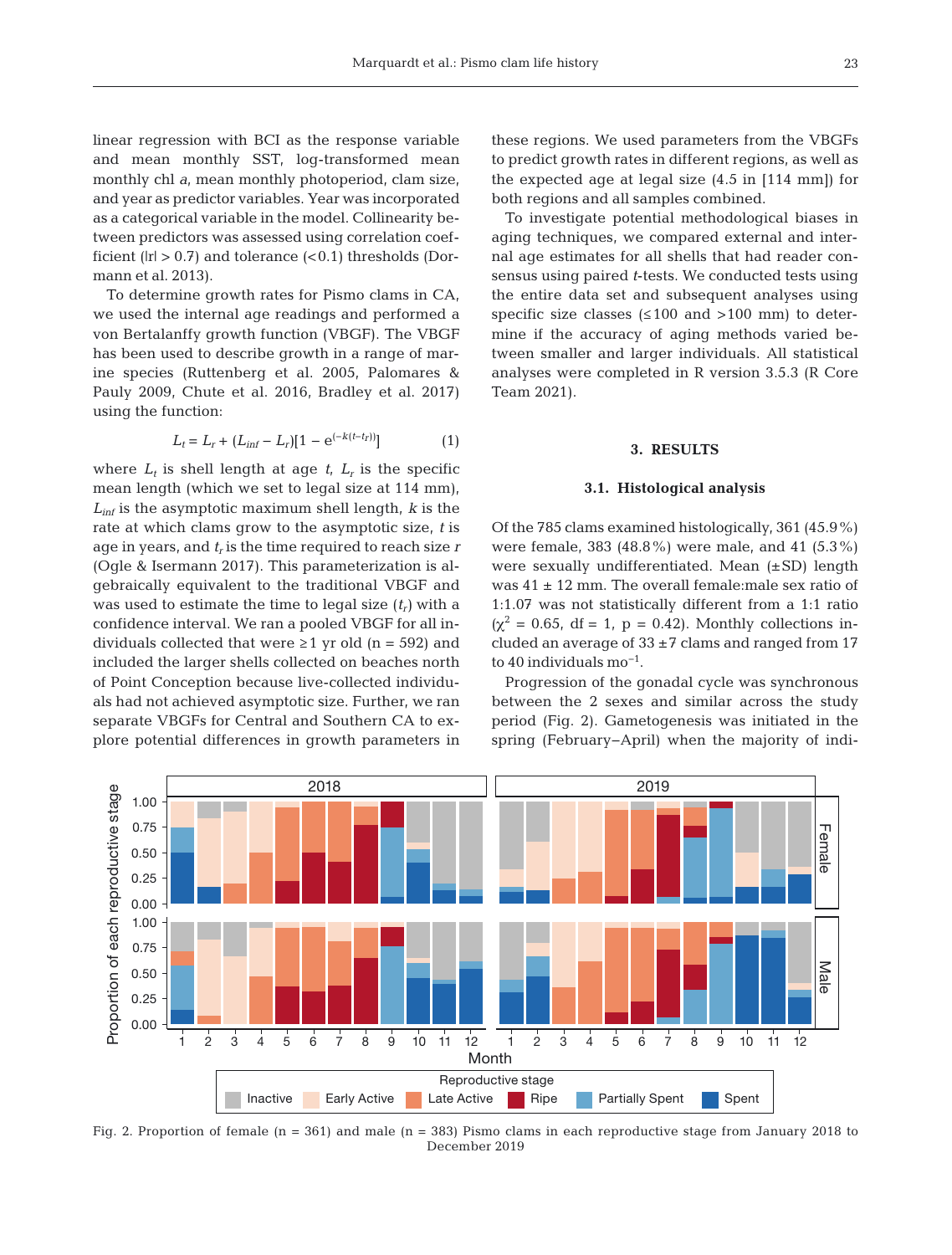linear regression with BCI as the response variable and mean monthly SST, log-transformed mean monthly chl *a*, mean monthly photoperiod, clam size, and year as predictor variables. Year was incorporated as a categorical variable in the model. Collinearity between predictors was assessed using correlation coefficient ($|r| > 0.7$) and tolerance ($<0.1$) thresholds (Dormann et al. 2013).

To determine growth rates for Pismo clams in CA, we used the internal age readings and performed a von Bertalanffy growth function (VBGF). The VBGF has been used to describe growth in a range of marine species (Ruttenberg et al. 2005, Palomares & Pauly 2009, Chute et al. 2016, Bradley et al. 2017) using the function:

$$L_t = L_r + (L_{inf} - L_r)[1 - e^{(-k(t-t_r))}] \quad (1)$$

where $L_t$ is shell length at age $t$, $L_r$ is the specific mean length (which we set to legal size at 114 mm), $L_{inf}$ is the asymptotic maximum shell length, $k$ is the rate at which clams grow to the asymptotic size, $t$ is age in years, and $t_r$ is the time required to reach size $r$ (Ogle & Isermann 2017). This parameterization is algebraically equivalent to the traditional VBGF and was used to estimate the time to legal size ($t_r$) with a confidence interval. We ran a pooled VBGF for all individuals collected that were ≥1 yr old (n = 592) and included the larger shells collected on beaches north of Point Conception because live-collected individuals had not achieved asymptotic size. Further, we ran separate VBGFs for Central and Southern CA to explore potential differences in growth parameters in these regions. We used parameters from the VBGFs to predict growth rates in different regions, as well as the expected age at legal size (4.5 in [114 mm]) for both regions and all samples combined.

To investigate potential methodological biases in aging techniques, we compared external and internal age estimates for all shells that had reader consensus using paired *t*-tests. We conducted tests using the entire data set and subsequent analyses using specific size classes (≤100 and >100 mm) to determine if the accuracy of aging methods varied between smaller and larger individuals. All statistical analyses were completed in R version 3.5.3 (R Core Team 2021).

## 3. RESULTS

### 3.1. Histological analysis

Of the 785 clams examined histologically, 361 (45.9%) were female, 383 (48.8%) were male, and 41 (5.3%) were sexually undifferentiated. Mean (±SD) length was 41 ± 12 mm. The overall female:male sex ratio of 1:1.07 was not statistically different from a 1:1 ratio ($\chi^2 = 0.65$, df = 1, $p = 0.42$). Monthly collections included an average of 33 ±7 clams and ranged from 17 to 40 individuals $mo^{-1}$.

Progression of the gonadal cycle was synchronous between the 2 sexes and similar across the study period (Fig. 2). Gametogenesis was initiated in the spring (February–April) when the majority of indi-

Fig. 2. Proportion of female (n = 361) and male (n = 383) Pismo clams in each reproductive stage from January 2018 to December 2019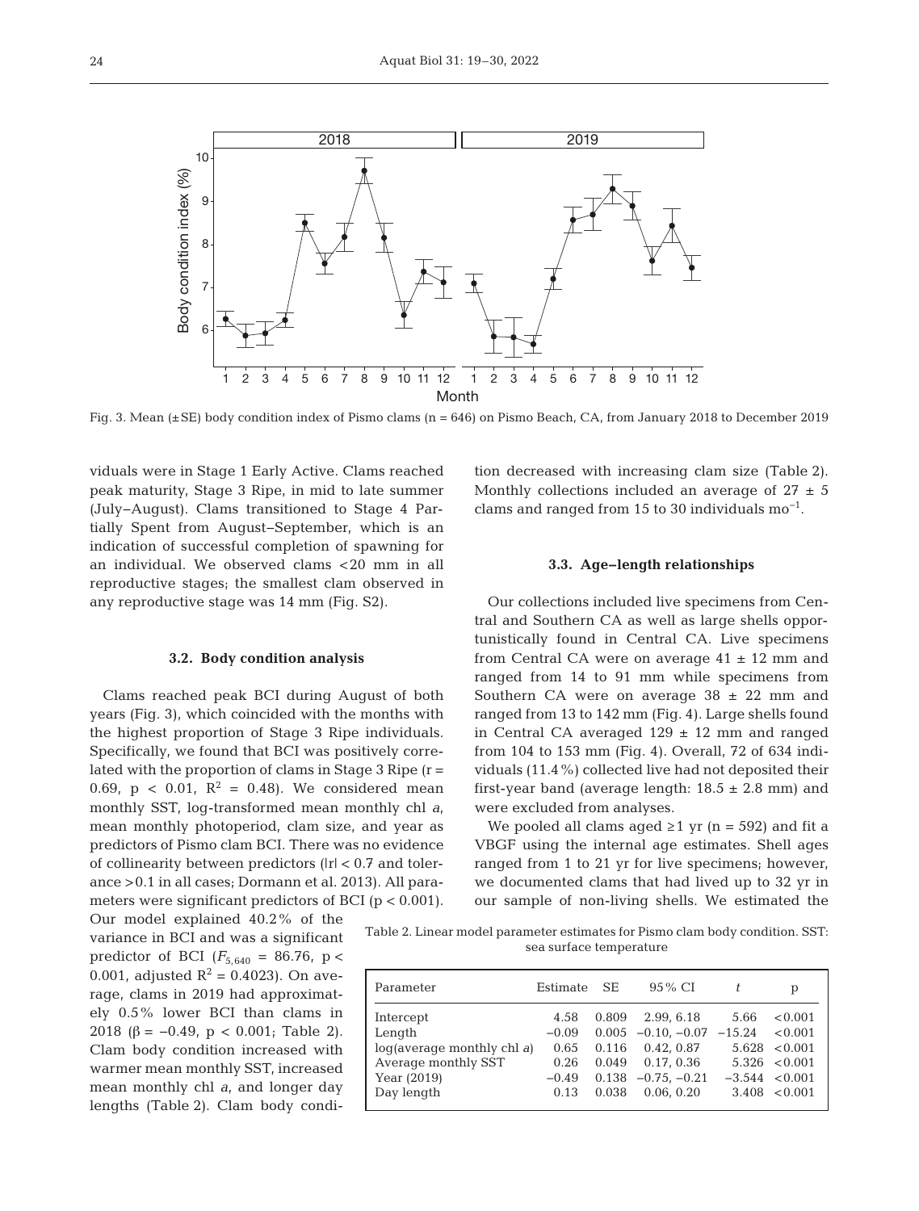Fig. 3. Mean (±SE) body condition index of Pismo clams (n = 646) on Pismo Beach, CA, from January 2018 to December 2019

viduals were in Stage 1 Early Active. Clams reached peak maturity, Stage 3 Ripe, in mid to late summer (July–August). Clams transitioned to Stage 4 Partially Spent from August–September, which is an indication of successful completion of spawning for an individual. We observed clams <20 mm in all reproductive stages; the smallest clam observed in any reproductive stage was 14 mm (Fig. S2).

### 3.2. Body condition analysis

Clams reached peak BCI during August of both years (Fig. 3), which coincided with the months with the highest proportion of Stage 3 Ripe individuals. Specifically, we found that BCI was positively correlated with the proportion of clams in Stage 3 Ripe ($r = 0.69$, $p < 0.01$, $R^2 = 0.48$). We considered mean monthly SST, log-transformed mean monthly chl *a*, mean monthly photoperiod, clam size, and year as predictors of Pismo clam BCI. There was no evidence of collinearity between predictors ($|r| < 0.7$ and tolerance >0.1 in all cases; Dormann et al. 2013). All parameters were significant predictors of BCI ($p < 0.001$). Our model explained 40.2% of the variance in BCI and was a significant predictor of BCI ($F_{5,640} = 86.76$, $p < 0.001$, adjusted $R^2 = 0.4023$). On average, clams in 2019 had approximately 0.5% lower BCI than clams in 2018 ($\beta = -0.49$, $p < 0.001$; Table 2). Clam body condition increased with warmer mean monthly SST, increased mean monthly chl *a*, and longer day lengths (Table 2). Clam body condition decreased with increasing clam size (Table 2). Monthly collections included an average of 27 ± 5 clams and ranged from 15 to 30 individuals $mo^{-1}$.

Table 2. Linear model parameter estimates for Pismo clam body condition. SST: sea surface temperature

| Parameter | Estimate | SE | 95% CI | *t* | p |
|---|---|---|---|---|---|
| Intercept | 4.58 | 0.809 | 2.99, 6.18 | 5.66 | <0.001 |
| Length | −0.09 | 0.005 | −0.10, −0.07 | −15.24 | <0.001 |
| log(average monthly chl *a*) | 0.65 | 0.116 | 0.42, 0.87 | 5.628 | <0.001 |
| Average monthly SST | 0.26 | 0.049 | 0.17, 0.36 | 5.326 | <0.001 |
| Year (2019) | −0.49 | 0.138 | −0.75, −0.21 | −3.544 | <0.001 |
| Day length | 0.13 | 0.038 | 0.06, 0.20 | 3.408 | <0.001 |

### 3.3. Age–length relationships

Our collections included live specimens from Central and Southern CA as well as large shells opportunistically found in Central CA. Live specimens from Central CA were on average 41 ± 12 mm and ranged from 14 to 91 mm while specimens from Southern CA were on average 38 ± 22 mm and ranged from 13 to 142 mm (Fig. 4). Large shells found in Central CA averaged 129 ± 12 mm and ranged from 104 to 153 mm (Fig. 4). Overall, 72 of 634 individuals (11.4%) collected live had not deposited their first-year band (average length: 18.5 ± 2.8 mm) and were excluded from analyses.

We pooled all clams aged ≥1 yr (n = 592) and fit a VBGF using the internal age estimates. Shell ages ranged from 1 to 21 yr for live specimens; however, we documented clams that had lived up to 32 yr in our sample of non-living shells. We estimated the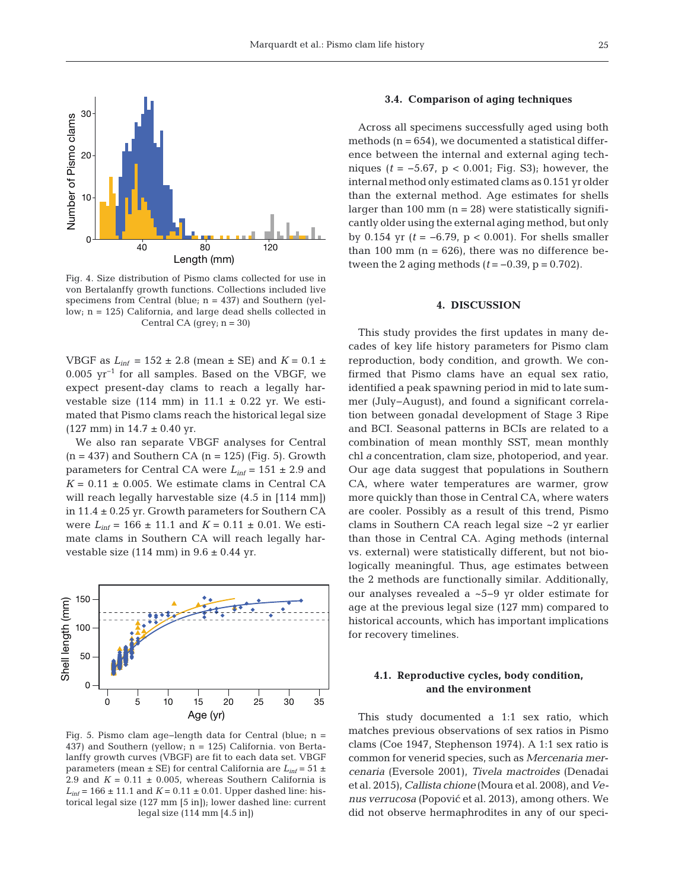Fig. 4. Size distribution of Pismo clams collected for use in von Bertalanffy growth functions. Collections included live specimens from Central (blue; n = 437) and Southern (yellow; n = 125) California, and large dead shells collected in Central CA (grey; n = 30)

VBGF as $L_{inf}$ = 152 ± 2.8 (mean ± SE) and $K$ = 0.1 ± 0.005 $yr^{-1}$ for all samples. Based on the VBGF, we expect present-day clams to reach a legally harvestable size (114 mm) in 11.1 ± 0.22 yr. We estimated that Pismo clams reach the historical legal size (127 mm) in 14.7 ± 0.40 yr.

We also ran separate VBGF analyses for Central (n = 437) and Southern CA (n = 125) (Fig. 5). Growth parameters for Central CA were $L_{inf}$ = 151 ± 2.9 and $K$ = 0.11 ± 0.005. We estimate clams in Central CA will reach legally harvestable size (4.5 in [114 mm]) in 11.4 ± 0.25 yr. Growth parameters for Southern CA were $L_{inf}$ = 166 ± 11.1 and $K$ = 0.11 ± 0.01. We estimate clams in Southern CA will reach legally harvestable size (114 mm) in 9.6 ± 0.44 yr.

Fig. 5. Pismo clam age–length data for Central (blue; n = 437) and Southern (yellow; n = 125) California. von Bertalanffy growth curves (VBGF) are fit to each data set. VBGF parameters (mean ± SE) for central California are $L_{inf}$ = 51 ± 2.9 and $K$ = 0.11 ± 0.005, whereas Southern California is $L_{inf}$ = 166 ± 11.1 and $K$ = 0.11 ± 0.01. Upper dashed line: historical legal size (127 mm [5 in]); lower dashed line: current legal size (114 mm [4.5 in])

### 3.4. Comparison of aging techniques

Across all specimens successfully aged using both methods (n = 654), we documented a statistical difference between the internal and external aging techniques ($t$ = −5.67, $p$ < 0.001; Fig. S3); however, the internal method only estimated clams as 0.151 yr older than the external method. Age estimates for shells larger than 100 mm (n = 28) were statistically significantly older using the external aging method, but only by 0.154 yr ($t$ = −6.79, $p$ < 0.001). For shells smaller than 100 mm (n = 626), there was no difference between the 2 aging methods ($t$ = −0.39, p = 0.702).

## 4. DISCUSSION

This study provides the first updates in many decades of key life history parameters for Pismo clam reproduction, body condition, and growth. We confirmed that Pismo clams have an equal sex ratio, identified a peak spawning period in mid to late summer (July–August), and found a significant correlation between gonadal development of Stage 3 Ripe and BCI. Seasonal patterns in BCIs are related to a combination of mean monthly SST, mean monthly chl *a* concentration, clam size, photoperiod, and year. Our age data suggest that populations in Southern CA, where water temperatures are warmer, grow more quickly than those in Central CA, where waters are cooler. Possibly as a result of this trend, Pismo clams in Southern CA reach legal size ~2 yr earlier than those in Central CA. Aging methods (internal vs. external) were statistically different, but not biologically meaningful. Thus, age estimates between the 2 methods are functionally similar. Additionally, our analyses revealed a ~5–9 yr older estimate for age at the previous legal size (127 mm) compared to historical accounts, which has important implications for recovery timelines.

### 4.1. Reproductive cycles, body condition, and the environment

This study documented a 1:1 sex ratio, which matches previous observations of sex ratios in Pismo clams (Coe 1947, Stephenson 1974). A 1:1 sex ratio is common for venerid species, such as *Mercenaria mercenaria* (Eversole 2001), *Tivela mactroides* (Denadai et al. 2015), *Callista chione* (Moura et al. 2008), and *Venus verrucosa* (Popović et al. 2013), among others. We did not observe hermaphrodites in any of our speci-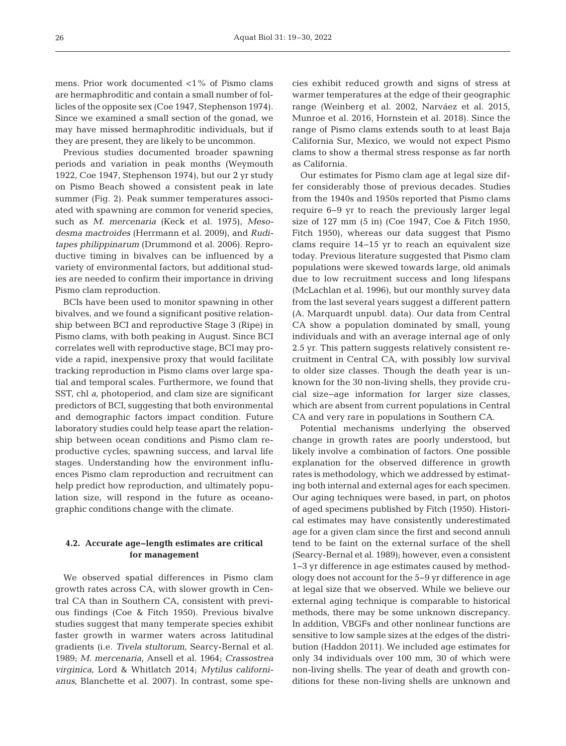mens. Prior work documented <1% of Pismo clams are hermaphroditic and contain a small number of follicles of the opposite sex (Coe 1947, Stephenson 1974). Since we examined a small section of the gonad, we may have missed hermaphroditic individuals, but if they are present, they are likely to be uncommon.

Previous studies documented broader spawning periods and variation in peak months (Weymouth 1922, Coe 1947, Stephenson 1974), but our 2 yr study on Pismo Beach showed a consistent peak in late summer (Fig. 2). Peak summer temperatures associated with spawning are common for venerid species, such as *M. mercenaria* (Keck et al. 1975), *Mesodesma mactroides* (Herrmann et al. 2009), and *Ruditapes philippinarum* (Drummond et al. 2006). Reproductive timing in bivalves can be influenced by a variety of environmental factors, but additional studies are needed to confirm their importance in driving Pismo clam reproduction.

BCIs have been used to monitor spawning in other bivalves, and we found a significant positive relationship between BCI and reproductive Stage 3 (Ripe) in Pismo clams, with both peaking in August. Since BCI correlates well with reproductive stage, BCI may provide a rapid, inexpensive proxy that would facilitate tracking reproduction in Pismo clams over large spatial and temporal scales. Furthermore, we found that SST, chl *a*, photoperiod, and clam size are significant predictors of BCI, suggesting that both environmental and demographic factors impact condition. Future laboratory studies could help tease apart the relationship between ocean conditions and Pismo clam reproductive cycles, spawning success, and larval life stages. Understanding how the environment influences Pismo clam reproduction and recruitment can help predict how reproduction, and ultimately population size, will respond in the future as oceanographic conditions change with the climate.

### 4.2. Accurate age–length estimates are critical for management

We observed spatial differences in Pismo clam growth rates across CA, with slower growth in Central CA than in Southern CA, consistent with previous findings (Coe & Fitch 1950). Previous bivalve studies suggest that many temperate species exhibit faster growth in warmer waters across latitudinal gradients (i.e. *Tivela stultorum*, Searcy-Bernal et al. 1989; *M. mercenaria*, Ansell et al. 1964; *Crassostrea virginica*, Lord & Whitlatch 2014; *Mytilus californianus*, Blanchette et al. 2007). In contrast, some species exhibit reduced growth and signs of stress at warmer temperatures at the edge of their geographic range (Weinberg et al. 2002, Narváez et al. 2015, Munroe et al. 2016, Hornstein et al. 2018). Since the range of Pismo clams extends south to at least Baja California Sur, Mexico, we would not expect Pismo clams to show a thermal stress response as far north as California.

Our estimates for Pismo clam age at legal size differ considerably those of previous decades. Studies from the 1940s and 1950s reported that Pismo clams require 6–9 yr to reach the previously larger legal size of 127 mm (5 in) (Coe 1947, Coe & Fitch 1950, Fitch 1950), whereas our data suggest that Pismo clams require 14–15 yr to reach an equivalent size today. Previous literature suggested that Pismo clam populations were skewed towards large, old animals due to low recruitment success and long lifespans (McLachlan et al. 1996), but our monthly survey data from the last several years suggest a different pattern (A. Marquardt unpubl. data). Our data from Central CA show a population dominated by small, young individuals and with an average internal age of only 2.5 yr. This pattern suggests relatively consistent recruitment in Central CA, with possibly low survival to older size classes. Though the death year is unknown for the 30 non-living shells, they provide crucial size–age information for larger size classes, which are absent from current populations in Central CA and very rare in populations in Southern CA.

Potential mechanisms underlying the observed change in growth rates are poorly understood, but likely involve a combination of factors. One possible explanation for the observed difference in growth rates is methodology, which we addressed by estimating both internal and external ages for each specimen. Our aging techniques were based, in part, on photos of aged specimens published by Fitch (1950). Historical estimates may have consistently underestimated age for a given clam since the first and second annuli tend to be faint on the external surface of the shell (Searcy-Bernal et al. 1989); however, even a consistent 1–3 yr difference in age estimates caused by methodology does not account for the 5–9 yr difference in age at legal size that we observed. While we believe our external aging technique is comparable to historical methods, there may be some unknown discrepancy. In addition, VBGFs and other nonlinear functions are sensitive to low sample sizes at the edges of the distribution (Haddon 2011). We included age estimates for only 34 individuals over 100 mm, 30 of which were non-living shells. The year of death and growth conditions for these non-living shells are unknown and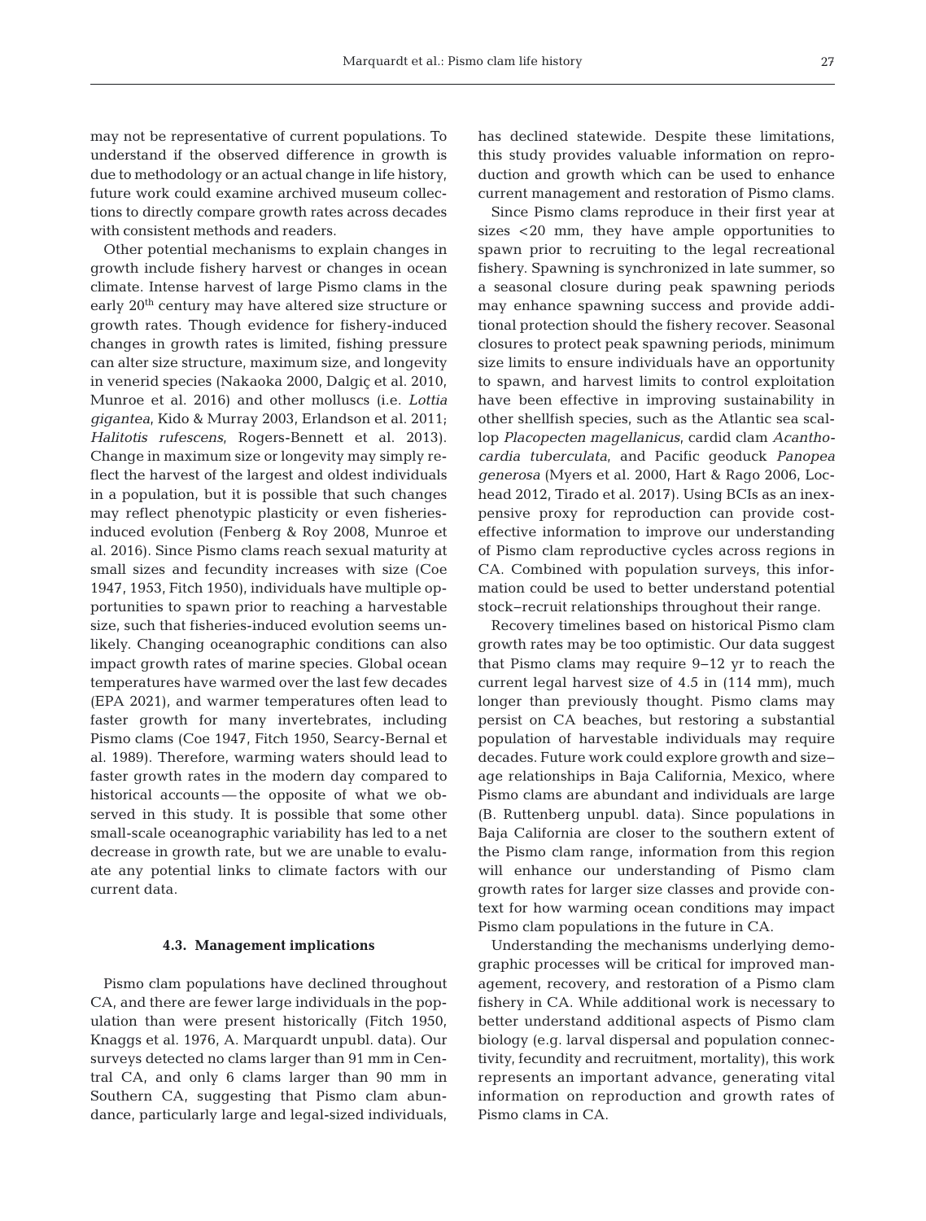may not be representative of current populations. To understand if the observed difference in growth is due to methodology or an actual change in life history, future work could examine archived museum collections to directly compare growth rates across decades with consistent methods and readers.

Other potential mechanisms to explain changes in growth include fishery harvest or changes in ocean climate. Intense harvest of large Pismo clams in the early 20[th] century may have altered size structure or growth rates. Though evidence for fishery-induced changes in growth rates is limited, fishing pressure can alter size structure, maximum size, and longevity in venerid species (Nakaoka 2000, Dalgiç et al. 2010, Munroe et al. 2016) and other molluscs (i.e. *Lottia gigantea*, Kido & Murray 2003, Erlandson et al. 2011; *Halitotis rufescens*, Rogers-Bennett et al. 2013). Change in maximum size or longevity may simply reflect the harvest of the largest and oldest individuals in a population, but it is possible that such changes may reflect phenotypic plasticity or even fisheries-induced evolution (Fenberg & Roy 2008, Munroe et al. 2016). Since Pismo clams reach sexual maturity at small sizes and fecundity increases with size (Coe 1947, 1953, Fitch 1950), individuals have multiple opportunities to spawn prior to reaching a harvestable size, such that fisheries-induced evolution seems unlikely. Changing oceanographic conditions can also impact growth rates of marine species. Global ocean temperatures have warmed over the last few decades (EPA 2021), and warmer temperatures often lead to faster growth for many invertebrates, including Pismo clams (Coe 1947, Fitch 1950, Searcy-Bernal et al. 1989). Therefore, warming waters should lead to faster growth rates in the modern day compared to historical accounts — the opposite of what we observed in this study. It is possible that some other small-scale oceanographic variability has led to a net decrease in growth rate, but we are unable to evaluate any potential links to climate factors with our current data.

### 4.3. Management implications

Pismo clam populations have declined throughout CA, and there are fewer large individuals in the population than were present historically (Fitch 1950, Knaggs et al. 1976, A. Marquardt unpubl. data). Our surveys detected no clams larger than 91 mm in Central CA, and only 6 clams larger than 90 mm in Southern CA, suggesting that Pismo clam abundance, particularly large and legal-sized individuals, has declined statewide. Despite these limitations, this study provides valuable information on reproduction and growth which can be used to enhance current management and restoration of Pismo clams.

Since Pismo clams reproduce in their first year at sizes <20 mm, they have ample opportunities to spawn prior to recruiting to the legal recreational fishery. Spawning is synchronized in late summer, so a seasonal closure during peak spawning periods may enhance spawning success and provide additional protection should the fishery recover. Seasonal closures to protect peak spawning periods, minimum size limits to ensure individuals have an opportunity to spawn, and harvest limits to control exploitation have been effective in improving sustainability in other shellfish species, such as the Atlantic sea scallop *Placopecten magellanicus*, cardid clam *Acanthocardia tuberculata*, and Pacific geoduck *Panopea generosa* (Myers et al. 2000, Hart & Rago 2006, Lochead 2012, Tirado et al. 2017). Using BCIs as an inexpensive proxy for reproduction can provide cost-effective information to improve our understanding of Pismo clam reproductive cycles across regions in CA. Combined with population surveys, this information could be used to better understand potential stock−recruit relationships throughout their range.

Recovery timelines based on historical Pismo clam growth rates may be too optimistic. Our data suggest that Pismo clams may require 9−12 yr to reach the current legal harvest size of 4.5 in (114 mm), much longer than previously thought. Pismo clams may persist on CA beaches, but restoring a substantial population of harvestable individuals may require decades. Future work could explore growth and size−age relationships in Baja California, Mexico, where Pismo clams are abundant and individuals are large (B. Ruttenberg unpubl. data). Since populations in Baja California are closer to the southern extent of the Pismo clam range, information from this region will enhance our understanding of Pismo clam growth rates for larger size classes and provide context for how warming ocean conditions may impact Pismo clam populations in the future in CA.

Understanding the mechanisms underlying demographic processes will be critical for improved management, recovery, and restoration of a Pismo clam fishery in CA. While additional work is necessary to better understand additional aspects of Pismo clam biology (e.g. larval dispersal and population connectivity, fecundity and recruitment, mortality), this work represents an important advance, generating vital information on reproduction and growth rates of Pismo clams in CA.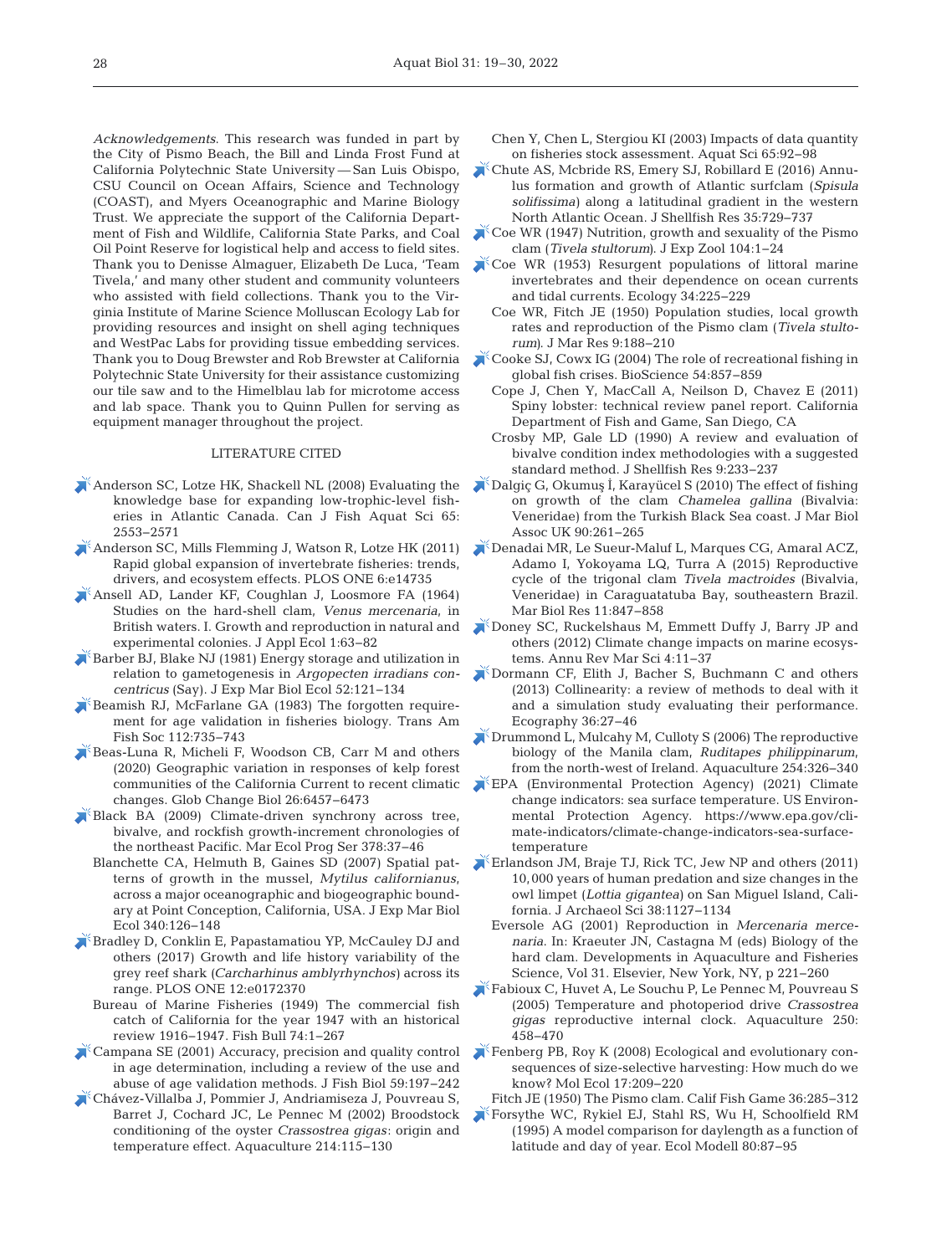*Acknowledgements*. This research was funded in part by the City of Pismo Beach, the Bill and Linda Frost Fund at California Polytechnic State University — San Luis Obispo, CSU Council on Ocean Affairs, Science and Technology (COAST), and Myers Oceanographic and Marine Biology Trust. We appreciate the support of the California Department of Fish and Wildlife, California State Parks, and Coal Oil Point Reserve for logistical help and access to field sites. Thank you to Denisse Almaguer, Elizabeth De Luca, 'Team Tivela,' and many other student and community volunteers who assisted with field collections. Thank you to the Virginia Institute of Marine Science Molluscan Ecology Lab for providing resources and insight on shell aging techniques and WestPac Labs for providing tissue embedding services. Thank you to Doug Brewster and Rob Brewster at California Polytechnic State University for their assistance customizing our tile saw and to the Himelblau lab for microtome access and lab space. Thank you to Quinn Pullen for serving as equipment manager throughout the project.

## LITERATURE CITED

Anderson SC, Lotze HK, Shackell NL (2008) Evaluating the knowledge base for expanding low-trophic-level fisheries in Atlantic Canada. Can J Fish Aquat Sci 65: 2553–2571

Anderson SC, Mills Flemming J, Watson R, Lotze HK (2011) Rapid global expansion of invertebrate fisheries: trends, drivers, and ecosystem effects. PLOS ONE 6:e14735

Ansell AD, Lander KF, Coughlan J, Loosmore FA (1964) Studies on the hard-shell clam, *Venus mercenaria*, in British waters. I. Growth and reproduction in natural and experimental colonies. J Appl Ecol 1:63–82

Barber BJ, Blake NJ (1981) Energy storage and utilization in relation to gametogenesis in *Argopecten irradians concentricus* (Say). J Exp Mar Biol Ecol 52:121–134

Beamish RJ, McFarlane GA (1983) The forgotten requirement for age validation in fisheries biology. Trans Am Fish Soc 112:735–743

Beas-Luna R, Micheli F, Woodson CB, Carr M and others (2020) Geographic variation in responses of kelp forest communities of the California Current to recent climatic changes. Glob Change Biol 26:6457–6473

Black BA (2009) Climate-driven synchrony across tree, bivalve, and rockfish growth-increment chronologies of the northeast Pacific. Mar Ecol Prog Ser 378:37–46

Blanchette CA, Helmuth B, Gaines SD (2007) Spatial patterns of growth in the mussel, *Mytilus californianus*, across a major oceanographic and biogeographic boundary at Point Conception, California, USA. J Exp Mar Biol Ecol 340:126–148

Bradley D, Conklin E, Papastamatiou YP, McCauley DJ and others (2017) Growth and life history variability of the grey reef shark (*Carcharhinus amblyrhynchos*) across its range. PLOS ONE 12:e0172370

Bureau of Marine Fisheries (1949) The commercial fish catch of California for the year 1947 with an historical review 1916–1947. Fish Bull 74:1–267

Campana SE (2001) Accuracy, precision and quality control in age determination, including a review of the use and abuse of age validation methods. J Fish Biol 59:197–242

Chávez-Villalba J, Pommier J, Andriamiseza J, Pouvreau S, Barret J, Cochard JC, Le Pennec M (2002) Broodstock conditioning of the oyster *Crassostrea gigas*: origin and temperature effect. Aquaculture 214:115–130

Chen Y, Chen L, Stergiou KI (2003) Impacts of data quantity on fisheries stock assessment. Aquat Sci 65:92–98

Chute AS, Mcbride RS, Emery SJ, Robillard E (2016) Annulus formation and growth of Atlantic surfclam (*Spisula solifissima*) along a latitudinal gradient in the western North Atlantic Ocean. J Shellfish Res 35:729–737

Coe WR (1947) Nutrition, growth and sexuality of the Pismo clam (*Tivela stultorum*). J Exp Zool 104:1–24

Coe WR (1953) Resurgent populations of littoral marine invertebrates and their dependence on ocean currents and tidal currents. Ecology 34:225–229

Coe WR, Fitch JE (1950) Population studies, local growth rates and reproduction of the Pismo clam (*Tivela stultorum*). J Mar Res 9:188–210

Cooke SJ, Cowx IG (2004) The role of recreational fishing in global fish crises. BioScience 54:857–859

Cope J, Chen Y, MacCall A, Neilson D, Chavez E (2011) Spiny lobster: technical review panel report. California Department of Fish and Game, San Diego, CA

Crosby MP, Gale LD (1990) A review and evaluation of bivalve condition index methodologies with a suggested standard method. J Shellfish Res 9:233–237

Dalgiç G, Okumuş İ, Karayücel S (2010) The effect of fishing on growth of the clam *Chamelea gallina* (Bivalvia: Veneridae) from the Turkish Black Sea coast. J Mar Biol Assoc UK 90:261–265

Denadai MR, Le Sueur-Maluf L, Marques CG, Amaral ACZ, Adamo I, Yokoyama LQ, Turra A (2015) Reproductive cycle of the trigonal clam *Tivela mactroides* (Bivalvia, Veneridae) in Caraguatatuba Bay, southeastern Brazil. Mar Biol Res 11:847–858

Doney SC, Ruckelshaus M, Emmett Duffy J, Barry JP and others (2012) Climate change impacts on marine ecosystems. Annu Rev Mar Sci 4:11–37

Dormann CF, Elith J, Bacher S, Buchmann C and others (2013) Collinearity: a review of methods to deal with it and a simulation study evaluating their performance. Ecography 36:27–46

Drummond L, Mulcahy M, Culloty S (2006) The reproductive biology of the Manila clam, *Ruditapes philippinarum*, from the north-west of Ireland. Aquaculture 254:326–340

EPA (Environmental Protection Agency) (2021) Climate change indicators: sea surface temperature. US Environmental Protection Agency. https://www.epa.gov/climate-indicators/climate-change-indicators-sea-surface-temperature

Erlandson JM, Braje TJ, Rick TC, Jew NP and others (2011) 10,000 years of human predation and size changes in the owl limpet (*Lottia gigantea*) on San Miguel Island, California. J Archaeol Sci 38:1127–1134

Eversole AG (2001) Reproduction in *Mercenaria mercenaria*. In: Kraeuter JN, Castagna M (eds) Biology of the hard clam. Developments in Aquaculture and Fisheries Science, Vol 31. Elsevier, New York, NY, p 221–260

Fabioux C, Huvet A, Le Souchu P, Le Pennec M, Pouvreau S (2005) Temperature and photoperiod drive *Crassostrea gigas* reproductive internal clock. Aquaculture 250: 458–470

Fenberg PB, Roy K (2008) Ecological and evolutionary consequences of size-selective harvesting: How much do we know? Mol Ecol 17:209–220

Fitch JE (1950) The Pismo clam. Calif Fish Game 36:285–312

Forsythe WC, Rykiel EJ, Stahl RS, Wu H, Schoolfield RM (1995) A model comparison for daylength as a function of latitude and day of year. Ecol Modell 80:87–95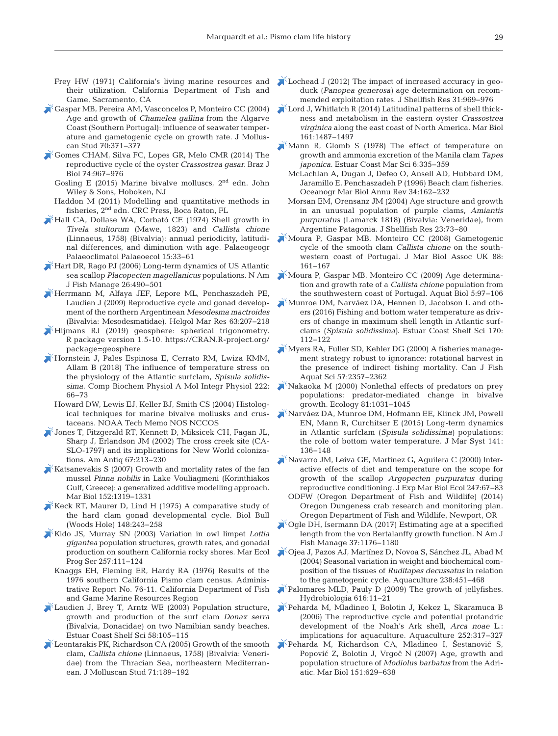Frey HW (1971) California's living marine resources and their utilization. California Department of Fish and Game, Sacramento, CA

Gaspar MB, Pereira AM, Vasconcelos P, Monteiro CC (2004) Age and growth of *Chamelea gallina* from the Algarve Coast (Southern Portugal): influence of seawater temperature and gametogenic cycle on growth rate. J Molluscan Stud 70:371−377

Gomes CHAM, Silva FC, Lopes GR, Melo CMR (2014) The reproductive cycle of the oyster *Crassostrea gasar.* Braz J Biol 74:967−976

Gosling E (2015) Marine bivalve molluscs, 2nd edn. John Wiley & Sons, Hoboken, NJ

Haddon M (2011) Modelling and quantitative methods in fisheries, 2nd edn. CRC Press, Boca Raton, FL

Hall CA, Dollase WA, Corbató CE (1974) Shell growth in *Tivela stultorum* (Mawe, 1823) and *Callista chione* (Linnaeus, 1758) (Bivalvia): annual periodicity, latitudinal differences, and diminution with age. Palaeogeogr Palaeoclimatol Palaeoecol 15:33−61

Hart DR, Rago PJ (2006) Long-term dynamics of US Atlantic sea scallop *Placopecten magellanicus* populations. N Am J Fish Manage 26:490−501

Herrmann M, Alfaya JEF, Lepore ML, Penchaszadeh PE, Laudien J (2009) Reproductive cycle and gonad development of the northern Argentinean *Mesodesma mactroides* (Bivalvia: Mesodesmatidae). Helgol Mar Res 63:207−218

Hijmans RJ (2019) geosphere: spherical trigonometry. R package version 1.5-10. https://CRAN.R-project.org/package=geosphere

Hornstein J, Pales Espinosa E, Cerrato RM, Lwiza KMM, Allam B (2018) The influence of temperature stress on the physiology of the Atlantic surfclam, *Spisula solidissima.* Comp Biochem Physiol A Mol Integr Physiol 222:66−73

Howard DW, Lewis EJ, Keller BJ, Smith CS (2004) Histological techniques for marine bivalve mollusks and crustaceans. NOAA Tech Memo NOS NCCOS

Jones T, Fitzgerald RT, Kennett D, Miksicek CH, Fagan JL, Sharp J, Erlandson JM (2002) The cross creek site (CA-SLO-1797) and its implications for New World colonizations. Am Antiq 67:213−230

Katsanevakis S (2007) Growth and mortality rates of the fan mussel *Pinna nobilis* in Lake Vouliagmeni (Korinthiakos Gulf, Greece): a generalized additive modelling approach. Mar Biol 152:1319−1331

Keck RT, Maurer D, Lind H (1975) A comparative study of the hard clam gonad developmental cycle. Biol Bull (Woods Hole) 148:243−258

Kido JS, Murray SN (2003) Variation in owl limpet *Lottia gigantea* population structures, growth rates, and gonadal production on southern California rocky shores. Mar Ecol Prog Ser 257:111−124

Knaggs EH, Fleming ER, Hardy RA (1976) Results of the 1976 southern California Pismo clam census. Administrative Report No. 76-11. California Department of Fish and Game Marine Resources Region

Laudien J, Brey T, Arntz WE (2003) Population structure, growth and production of the surf clam *Donax serra* (Bivalvia, Donacidae) on two Namibian sandy beaches. Estuar Coast Shelf Sci 58:105−115

Leontarakis PK, Richardson CA (2005) Growth of the smooth clam, *Callista chione* (Linnaeus, 1758) (Bivalvia: Veneridae) from the Thracian Sea, northeastern Mediterranean. J Molluscan Stud 71:189−192

Lochead J (2012) The impact of increased accuracy in geoduck (*Panopea generosa*) age determination on recommended exploitation rates. J Shellfish Res 31:969−976

Lord J, Whitlatch R (2014) Latitudinal patterns of shell thickness and metabolism in the eastern oyster *Crassostrea virginica* along the east coast of North America. Mar Biol 161:1487−1497

Mann R, Glomb S (1978) The effect of temperature on growth and ammonia excretion of the Manila clam *Tapes japonica.* Estuar Coast Mar Sci 6:335−359

McLachlan A, Dugan J, Defeo O, Ansell AD, Hubbard DM, Jaramillo E, Penchaszadeh P (1996) Beach clam fisheries. Oceanogr Mar Biol Annu Rev 34:162−232

Morsan EM, Orensanz JM (2004) Age structure and growth in an unusual population of purple clams, *Amiantis purpuratus* (Lamarck 1818) (Bivalvia: Veneridae), from Argentine Patagonia. J Shellfish Res 23:73−80

Moura P, Gaspar MB, Monteiro CC (2008) Gametogenic cycle of the smooth clam *Callista chione* on the southwestern coast of Portugal. J Mar Biol Assoc UK 88:161−167

Moura P, Gaspar MB, Monteiro CC (2009) Age determination and growth rate of a *Callista chione* population from the southwestern coast of Portugal. Aquat Biol 5:97−106

Munroe DM, Narváez DA, Hennen D, Jacobson L and others (2016) Fishing and bottom water temperature as drivers of change in maximum shell length in Atlantic surfclams (*Spisula solidissima*). Estuar Coast Shelf Sci 170:112−122

Myers RA, Fuller SD, Kehler DG (2000) A fisheries management strategy robust to ignorance: rotational harvest in the presence of indirect fishing mortality. Can J Fish Aquat Sci 57:2357−2362

Nakaoka M (2000) Nonlethal effects of predators on prey populations: predator-mediated change in bivalve growth. Ecology 81:1031−1045

Narváez DA, Munroe DM, Hofmann EE, Klinck JM, Powell EN, Mann R, Curchitser E (2015) Long-term dynamics in Atlantic surfclam (*Spisula solidissima*) populations: the role of bottom water temperature. J Mar Syst 141:136−148

Navarro JM, Leiva GE, Martinez G, Aguilera C (2000) Interactive effects of diet and temperature on the scope for growth of the scallop *Argopecten purpuratus* during reproductive conditioning. J Exp Mar Biol Ecol 247:67−83

ODFW (Oregon Department of Fish and Wildlife) (2014) Oregon Dungeness crab research and monitoring plan. Oregon Department of Fish and Wildlife, Newport, OR

Ogle DH, Isermann DA (2017) Estimating age at a specified length from the von Bertalanffy growth function. N Am J Fish Manage 37:1176−1180

Ojea J, Pazos AJ, Martínez D, Novoa S, Sánchez JL, Abad M (2004) Seasonal variation in weight and biochemical composition of the tissues of *Ruditapes decussatus* in relation to the gametogenic cycle. Aquaculture 238:451−468

Palomares MLD, Pauly D (2009) The growth of jellyfishes. Hydrobiologia 616:11−21

Peharda M, Mladineo I, Bolotin J, Kekez L, Skaramuca B (2006) The reproductive cycle and potential protandric development of the Noah's Ark shell, *Arca noae* L.: implications for aquaculture. Aquaculture 252:317−327

Peharda M, Richardson CA, Mladineo I, Šestanović S, Popović Z, Bolotin J, Vrgoč N (2007) Age, growth and population structure of *Modiolus barbatus* from the Adriatic. Mar Biol 151:629−638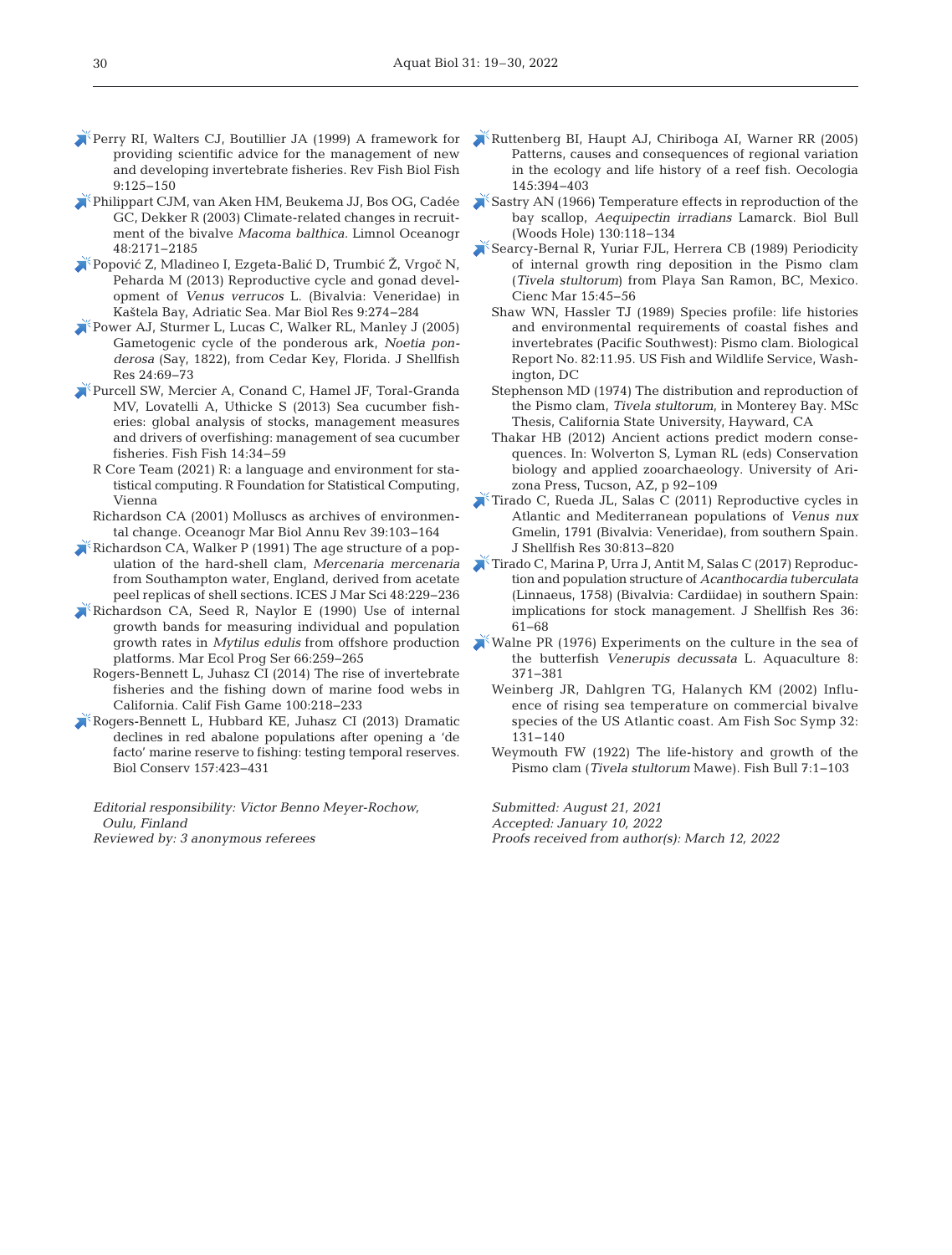Perry RI, Walters CJ, Boutillier JA (1999) A framework for providing scientific advice for the management of new and developing invertebrate fisheries. Rev Fish Biol Fish 9:125–150

Philippart CJM, van Aken HM, Beukema JJ, Bos OG, Cadée GC, Dekker R (2003) Climate-related changes in recruitment of the bivalve *Macoma balthica.* Limnol Oceanogr 48:2171–2185

Popović Z, Mladineo I, Ezgeta-Balić D, Trumbić Ž, Vrgoč N, Peharda M (2013) Reproductive cycle and gonad development of *Venus verrucos* L. (Bivalvia: Veneridae) in Kaštela Bay, Adriatic Sea. Mar Biol Res 9:274–284

Power AJ, Sturmer L, Lucas C, Walker RL, Manley J (2005) Gametogenic cycle of the ponderous ark, *Noetia ponderosa* (Say, 1822), from Cedar Key, Florida. J Shellfish Res 24:69–73

Purcell SW, Mercier A, Conand C, Hamel JF, Toral-Granda MV, Lovatelli A, Uthicke S (2013) Sea cucumber fisheries: global analysis of stocks, management measures and drivers of overfishing: management of sea cucumber fisheries. Fish Fish 14:34–59

R Core Team (2021) R: a language and environment for statistical computing. R Foundation for Statistical Computing, Vienna

Richardson CA (2001) Molluscs as archives of environmental change. Oceanogr Mar Biol Annu Rev 39:103–164

Richardson CA, Walker P (1991) The age structure of a population of the hard-shell clam, *Mercenaria mercenaria* from Southampton water, England, derived from acetate peel replicas of shell sections. ICES J Mar Sci 48:229–236

Richardson CA, Seed R, Naylor E (1990) Use of internal growth bands for measuring individual and population growth rates in *Mytilus edulis* from offshore production platforms. Mar Ecol Prog Ser 66:259–265

Rogers-Bennett L, Juhasz CI (2014) The rise of invertebrate fisheries and the fishing down of marine food webs in California. Calif Fish Game 100:218–233

Rogers-Bennett L, Hubbard KE, Juhasz CI (2013) Dramatic declines in red abalone populations after opening a 'de facto' marine reserve to fishing: testing temporal reserves. Biol Conserv 157:423–431

Ruttenberg BI, Haupt AJ, Chiriboga AI, Warner RR (2005) Patterns, causes and consequences of regional variation in the ecology and life history of a reef fish. Oecologia 145:394–403

Sastry AN (1966) Temperature effects in reproduction of the bay scallop, *Aequipectin irradians* Lamarck. Biol Bull (Woods Hole) 130:118–134

Searcy-Bernal R, Yuriar FJL, Herrera CB (1989) Periodicity of internal growth ring deposition in the Pismo clam (*Tivela stultorum*) from Playa San Ramon, BC, Mexico. Cienc Mar 15:45–56

Shaw WN, Hassler TJ (1989) Species profile: life histories and environmental requirements of coastal fishes and invertebrates (Pacific Southwest): Pismo clam. Biological Report No. 82:11.95. US Fish and Wildlife Service, Washington, DC

Stephenson MD (1974) The distribution and reproduction of the Pismo clam, *Tivela stultorum*, in Monterey Bay. MSc Thesis, California State University, Hayward, CA

Thakar HB (2012) Ancient actions predict modern consequences. In: Wolverton S, Lyman RL (eds) Conservation biology and applied zooarchaeology. University of Arizona Press, Tucson, AZ, p 92–109

Tirado C, Rueda JL, Salas C (2011) Reproductive cycles in Atlantic and Mediterranean populations of *Venus nux* Gmelin, 1791 (Bivalvia: Veneridae), from southern Spain. J Shellfish Res 30:813–820

Tirado C, Marina P, Urra J, Antit M, Salas C (2017) Reproduction and population structure of *Acanthocardia tuberculata* (Linnaeus, 1758) (Bivalvia: Cardiidae) in southern Spain: implications for stock management. J Shellfish Res 36: 61–68

Walne PR (1976) Experiments on the culture in the sea of the butterfish *Venerupis decussata* L. Aquaculture 8: 371–381

Weinberg JR, Dahlgren TG, Halanych KM (2002) Influence of rising sea temperature on commercial bivalve species of the US Atlantic coast. Am Fish Soc Symp 32: 131–140

Weymouth FW (1922) The life-history and growth of the Pismo clam (*Tivela stultorum* Mawe). Fish Bull 7:1–103

*Editorial responsibility: Victor Benno Meyer-Rochow, Oulu, Finland*
*Reviewed by: 3 anonymous referees*

*Submitted: August 21, 2021*
*Accepted: January 10, 2022*
*Proofs received from author(s): March 12, 2022*